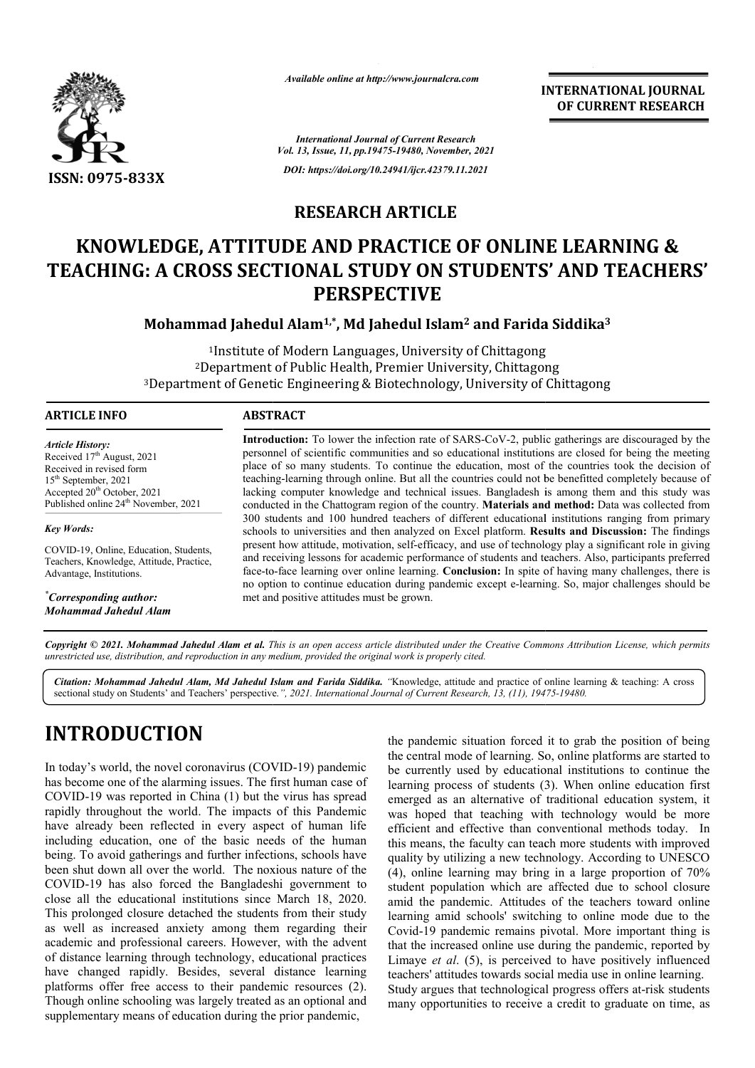*Available online at http://www.journalcra.com*

**INTERNATIONAL JOURNAL OF CURRENT RESEARCH**

*International Journal of Current Research*
*Vol. 13, Issue, 11, pp.19475-19480, November, 2021*

*DOI: https://doi.org/10.24941/ijcr.42379.11.2021*

ISSN: 0975-833X

**RESEARCH ARTICLE**

# KNOWLEDGE, ATTITUDE AND PRACTICE OF ONLINE LEARNING & TEACHING: A CROSS SECTIONAL STUDY ON STUDENTS' AND TEACHERS' PERSPECTIVE

**Mohammad Jahedul Alam[1,*], Md Jahedul Islam[2] and Farida Siddika[3]**

[1]Institute of Modern Languages, University of Chittagong
[2]Department of Public Health, Premier University, Chittagong
[3]Department of Genetic Engineering & Biotechnology, University of Chittagong

**ARTICLE INFO**

*Article History:*
Received 17th August, 2021
Received in revised form
15th September, 2021
Accepted 20th October, 2021
Published online 24th November, 2021

*Key Words:*

COVID-19, Online, Education, Students, Teachers, Knowledge, Attitude, Practice, Advantage, Institutions.

*\*Corresponding author:*
*Mohammad Jahedul Alam*

**ABSTRACT**

**Introduction:** To lower the infection rate of SARS-CoV-2, public gatherings are discouraged by the personnel of scientific communities and so educational institutions are closed for being the meeting place of so many students. To continue the education, most of the countries took the decision of teaching-learning through online. But all the countries could not be benefitted completely because of lacking computer knowledge and technical issues. Bangladesh is among them and this study was conducted in the Chattogram region of the country. **Materials and method:** Data was collected from 300 students and 100 hundred teachers of different educational institutions ranging from primary schools to universities and then analyzed on Excel platform. **Results and Discussion:** The findings present how attitude, motivation, self-efficacy, and use of technology play a significant role in giving and receiving lessons for academic performance of students and teachers. Also, participants preferred face-to-face learning over online learning. **Conclusion:** In spite of having many challenges, there is no option to continue education during pandemic except e-learning. So, major challenges should be met and positive attitudes must be grown.

*Copyright © 2021. Mohammad Jahedul Alam et al. This is an open access article distributed under the Creative Commons Attribution License, which permits unrestricted use, distribution, and reproduction in any medium, provided the original work is properly cited.*

*Citation: Mohammad Jahedul Alam, Md Jahedul Islam and Farida Siddika.* "Knowledge, attitude and practice of online learning & teaching: A cross sectional study on Students' and Teachers' perspective.*", 2021. International Journal of Current Research, 13, (11), 19475-19480.*

## INTRODUCTION

In today's world, the novel coronavirus (COVID-19) pandemic has become one of the alarming issues. The first human case of COVID-19 was reported in China (1) but the virus has spread rapidly throughout the world. The impacts of this Pandemic have already been reflected in every aspect of human life including education, one of the basic needs of the human being. To avoid gatherings and further infections, schools have been shut down all over the world. The noxious nature of the COVID-19 has also forced the Bangladeshi government to close all the educational institutions since March 18, 2020. This prolonged closure detached the students from their study as well as increased anxiety among them regarding their academic and professional careers. However, with the advent of distance learning through technology, educational practices have changed rapidly. Besides, several distance learning platforms offer free access to their pandemic resources (2). Though online schooling was largely treated as an optional and supplementary means of education during the prior pandemic, the pandemic situation forced it to grab the position of being the central mode of learning. So, online platforms are started to be currently used by educational institutions to continue the learning process of students (3). When online education first emerged as an alternative of traditional education system, it was hoped that teaching with technology would be more efficient and effective than conventional methods today. In this means, the faculty can teach more students with improved quality by utilizing a new technology. According to UNESCO (4), online learning may bring in a large proportion of 70% student population which are affected due to school closure amid the pandemic. Attitudes of the teachers toward online learning amid schools' switching to online mode due to the Covid-19 pandemic remains pivotal. More important thing is that the increased online use during the pandemic, reported by Limaye *et al*. (5), is perceived to have positively influenced teachers' attitudes towards social media use in online learning. Study argues that technological progress offers at-risk students many opportunities to receive a credit to graduate on time, as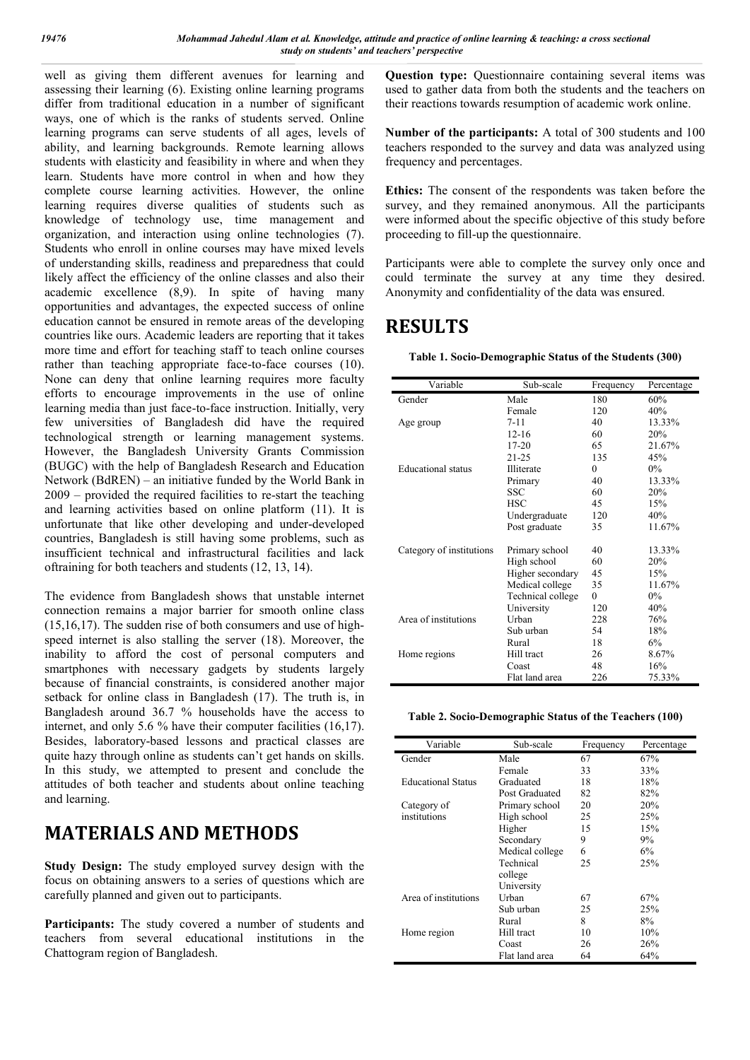well as giving them different avenues for learning and assessing their learning (6). Existing online learning programs differ from traditional education in a number of significant ways, one of which is the ranks of students served. Online learning programs can serve students of all ages, levels of ability, and learning backgrounds. Remote learning allows students with elasticity and feasibility in where and when they learn. Students have more control in when and how they complete course learning activities. However, the online learning requires diverse qualities of students such as knowledge of technology use, time management and organization, and interaction using online technologies (7). Students who enroll in online courses may have mixed levels of understanding skills, readiness and preparedness that could likely affect the efficiency of the online classes and also their academic excellence (8,9). In spite of having many opportunities and advantages, the expected success of online education cannot be ensured in remote areas of the developing countries like ours. Academic leaders are reporting that it takes more time and effort for teaching staff to teach online courses rather than teaching appropriate face-to-face courses (10). None can deny that online learning requires more faculty efforts to encourage improvements in the use of online learning media than just face-to-face instruction. Initially, very few universities of Bangladesh did have the required technological strength or learning management systems. However, the Bangladesh University Grants Commission (BUGC) with the help of Bangladesh Research and Education Network (BdREN) – an initiative funded by the World Bank in 2009 – provided the required facilities to re-start the teaching and learning activities based on online platform (11). It is unfortunate that like other developing and under-developed countries, Bangladesh is still having some problems, such as insufficient technical and infrastructural facilities and lack oftraining for both teachers and students (12, 13, 14).

The evidence from Bangladesh shows that unstable internet connection remains a major barrier for smooth online class (15,16,17). The sudden rise of both consumers and use of high-speed internet is also stalling the server (18). Moreover, the inability to afford the cost of personal computers and smartphones with necessary gadgets by students largely because of financial constraints, is considered another major setback for online class in Bangladesh (17). The truth is, in Bangladesh around 36.7 % households have the access to internet, and only 5.6 % have their computer facilities (16,17). Besides, laboratory-based lessons and practical classes are quite hazy through online as students can't get hands on skills. In this study, we attempted to present and conclude the attitudes of both teacher and students about online teaching and learning.

# MATERIALS AND METHODS

**Study Design:** The study employed survey design with the focus on obtaining answers to a series of questions which are carefully planned and given out to participants.

**Participants:** The study covered a number of students and teachers from several educational institutions in the Chattogram region of Bangladesh.

**Question type:** Questionnaire containing several items was used to gather data from both the students and the teachers on their reactions towards resumption of academic work online.

**Number of the participants:** A total of 300 students and 100 teachers responded to the survey and data was analyzed using frequency and percentages.

**Ethics:** The consent of the respondents was taken before the survey, and they remained anonymous. All the participants were informed about the specific objective of this study before proceeding to fill-up the questionnaire.

Participants were able to complete the survey only once and could terminate the survey at any time they desired. Anonymity and confidentiality of the data was ensured.

# RESULTS

**Table 1. Socio-Demographic Status of the Students (300)**

| Variable | Sub-scale | Frequency | Percentage |
|---|---|---|---|
| Gender | Male | 180 | 60% |
| | Female | 120 | 40% |
| Age group | 7-11 | 40 | 13.33% |
| | 12-16 | 60 | 20% |
| | 17-20 | 65 | 21.67% |
| | 21-25 | 135 | 45% |
| Educational status | Illiterate | 0 | 0% |
| | Primary | 40 | 13.33% |
| | SSC | 60 | 20% |
| | HSC | 45 | 15% |
| | Undergraduate | 120 | 40% |
| | Post graduate | 35 | 11.67% |
| Category of institutions | Primary school | 40 | 13.33% |
| | High school | 60 | 20% |
| | Higher secondary | 45 | 15% |
| | Medical college | 35 | 11.67% |
| | Technical college | 0 | 0% |
| | University | 120 | 40% |
| Area of institutions | Urban | 228 | 76% |
| | Sub urban | 54 | 18% |
| | Rural | 18 | 6% |
| Home regions | Hill tract | 26 | 8.67% |
| | Coast | 48 | 16% |
| | Flat land area | 226 | 75.33% |

**Table 2. Socio-Demographic Status of the Teachers (100)**

| Variable | Sub-scale | Frequency | Percentage |
|---|---|---|---|
| Gender | Male | 67 | 67% |
| | Female | 33 | 33% |
| Educational Status | Graduated | 18 | 18% |
| | Post Graduated | 82 | 82% |
| Category of institutions | Primary school | 20 | 20% |
| | High school | 25 | 25% |
| | Higher | 15 | 15% |
| | Secondary | 9 | 9% |
| | Medical college | 6 | 6% |
| | Technical college University | 25 | 25% |
| Area of institutions | Urban | 67 | 67% |
| | Sub urban | 25 | 25% |
| | Rural | 8 | 8% |
| Home region | Hill tract | 10 | 10% |
| | Coast | 26 | 26% |
| | Flat land area | 64 | 64% |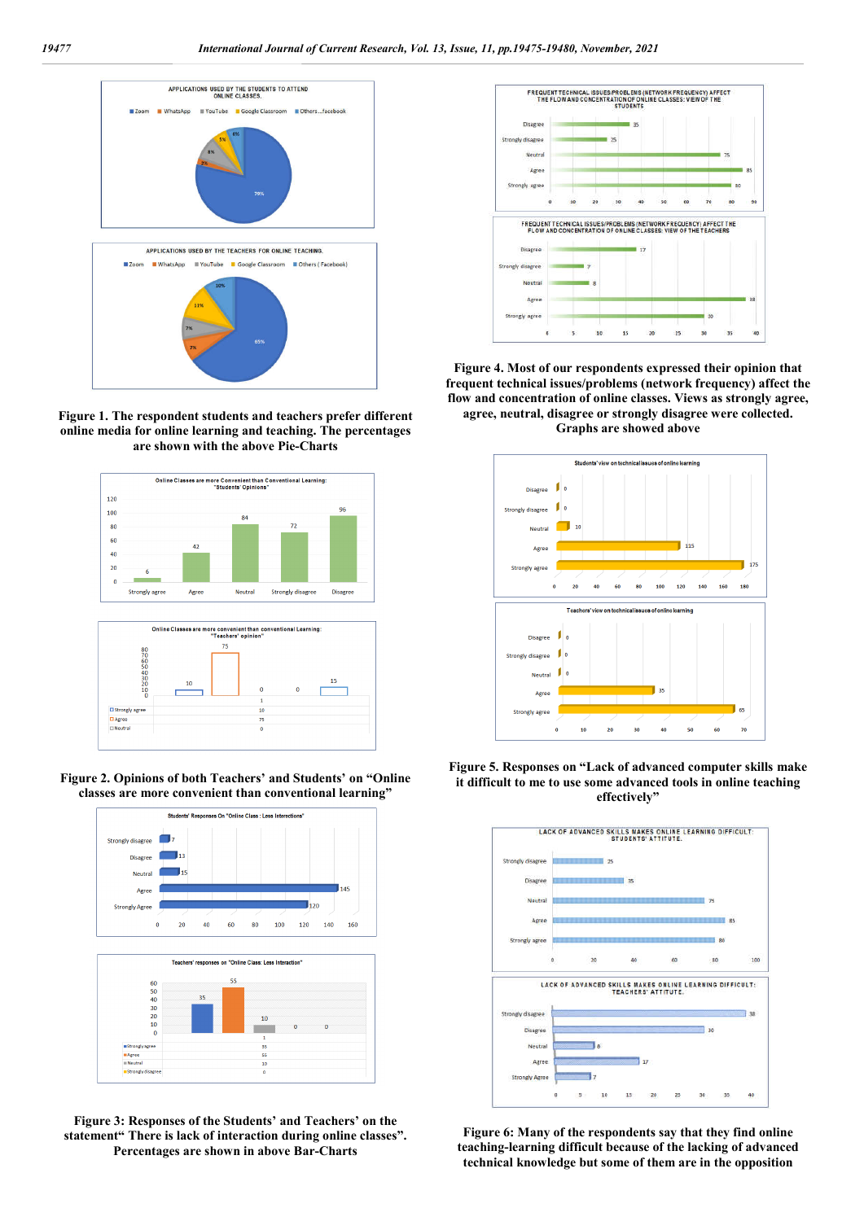Figure 1. The respondent students and teachers prefer different online media for online learning and teaching. The percentages are shown with the above Pie-Charts

Figure 2. Opinions of both Teachers' and Students' on "Online classes are more convenient than conventional learning"

Figure 3: Responses of the Students' and Teachers' on the statement" There is lack of interaction during online classes". Percentages are shown in above Bar-Charts

Figure 4. Most of our respondents expressed their opinion that frequent technical issues/problems (network frequency) affect the flow and concentration of online classes. Views as strongly agree, agree, neutral, disagree or strongly disagree were collected. Graphs are showed above

Figure 5. Responses on "Lack of advanced computer skills make it difficult to me to use some advanced tools in online teaching effectively"

Figure 6: Many of the respondents say that they find online teaching-learning difficult because of the lacking of advanced technical knowledge but some of them are in the opposition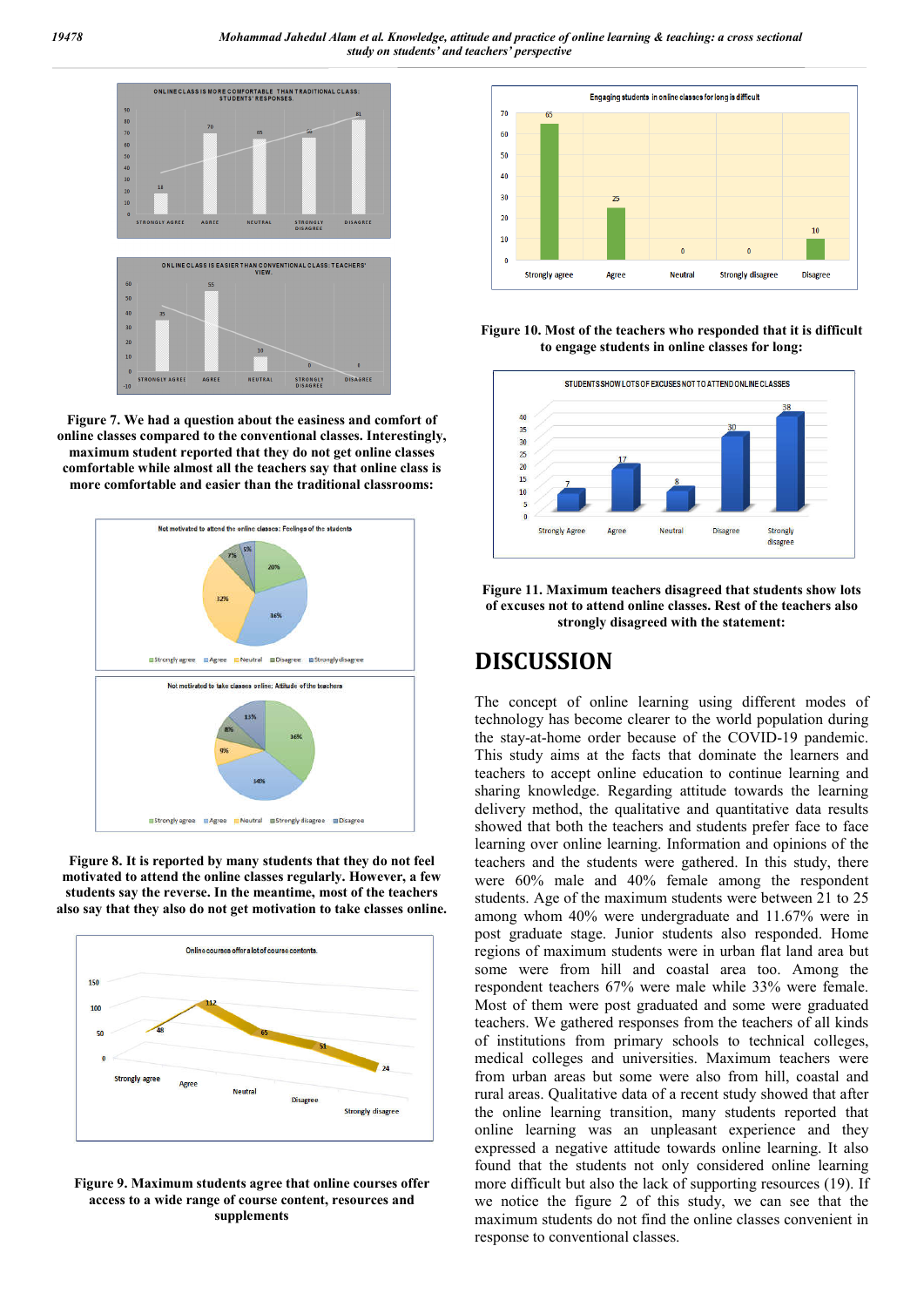**Figure 7. We had a question about the easiness and comfort of online classes compared to the conventional classes. Interestingly, maximum student reported that they do not get online classes comfortable while almost all the teachers say that online class is more comfortable and easier than the traditional classrooms:**

**Figure 8. It is reported by many students that they do not feel motivated to attend the online classes regularly. However, a few students say the reverse. In the meantime, most of the teachers also say that they also do not get motivation to take classes online.**

**Figure 9. Maximum students agree that online courses offer access to a wide range of course content, resources and supplements**

**Figure 10. Most of the teachers who responded that it is difficult to engage students in online classes for long:**

**Figure 11. Maximum teachers disagreed that students show lots of excuses not to attend online classes. Rest of the teachers also strongly disagreed with the statement:**

# DISCUSSION

The concept of online learning using different modes of technology has become clearer to the world population during the stay-at-home order because of the COVID-19 pandemic. This study aims at the facts that dominate the learners and teachers to accept online education to continue learning and sharing knowledge. Regarding attitude towards the learning delivery method, the qualitative and quantitative data results showed that both the teachers and students prefer face to face learning over online learning. Information and opinions of the teachers and the students were gathered. In this study, there were 60% male and 40% female among the respondent students. Age of the maximum students were between 21 to 25 among whom 40% were undergraduate and 11.67% were in post graduate stage. Junior students also responded. Home regions of maximum students were in urban flat land area but some were from hill and coastal area too. Among the respondent teachers 67% were male while 33% were female. Most of them were post graduated and some were graduated teachers. We gathered responses from the teachers of all kinds of institutions from primary schools to technical colleges, medical colleges and universities. Maximum teachers were from urban areas but some were also from hill, coastal and rural areas. Qualitative data of a recent study showed that after the online learning transition, many students reported that online learning was an unpleasant experience and they expressed a negative attitude towards online learning. It also found that the students not only considered online learning more difficult but also the lack of supporting resources (19). If we notice the figure 2 of this study, we can see that the maximum students do not find the online classes convenient in response to conventional classes.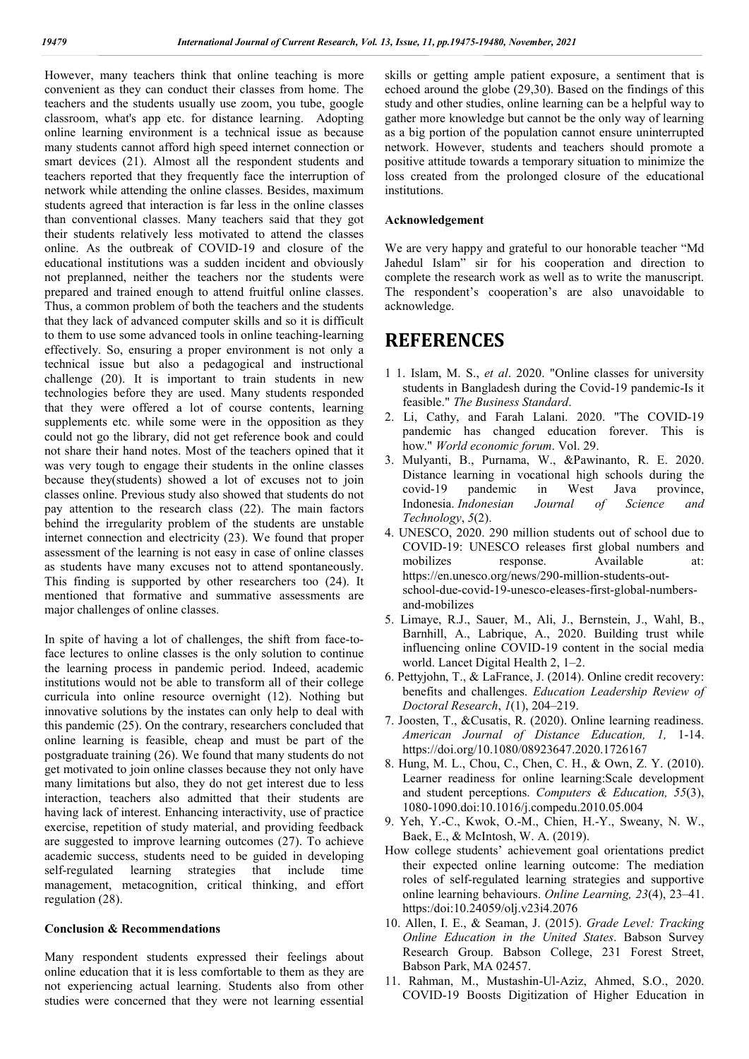However, many teachers think that online teaching is more convenient as they can conduct their classes from home. The teachers and the students usually use zoom, you tube, google classroom, what's app etc. for distance learning. Adopting online learning environment is a technical issue as because many students cannot afford high speed internet connection or smart devices (21). Almost all the respondent students and teachers reported that they frequently face the interruption of network while attending the online classes. Besides, maximum students agreed that interaction is far less in the online classes than conventional classes. Many teachers said that they got their students relatively less motivated to attend the classes online. As the outbreak of COVID-19 and closure of the educational institutions was a sudden incident and obviously not preplanned, neither the teachers nor the students were prepared and trained enough to attend fruitful online classes. Thus, a common problem of both the teachers and the students that they lack of advanced computer skills and so it is difficult to them to use some advanced tools in online teaching-learning effectively. So, ensuring a proper environment is not only a technical issue but also a pedagogical and instructional challenge (20). It is important to train students in new technologies before they are used. Many students responded that they were offered a lot of course contents, learning supplements etc. while some were in the opposition as they could not go the library, did not get reference book and could not share their hand notes. Most of the teachers opined that it was very tough to engage their students in the online classes because they(students) showed a lot of excuses not to join classes online. Previous study also showed that students do not pay attention to the research class (22). The main factors behind the irregularity problem of the students are unstable internet connection and electricity (23). We found that proper assessment of the learning is not easy in case of online classes as students have many excuses not to attend spontaneously. This finding is supported by other researchers too (24). It mentioned that formative and summative assessments are major challenges of online classes.

In spite of having a lot of challenges, the shift from face-to-face lectures to online classes is the only solution to continue the learning process in pandemic period. Indeed, academic institutions would not be able to transform all of their college curricula into online resource overnight (12). Nothing but innovative solutions by the instates can only help to deal with this pandemic (25). On the contrary, researchers concluded that online learning is feasible, cheap and must be part of the postgraduate training (26). We found that many students do not get motivated to join online classes because they not only have many limitations but also, they do not get interest due to less interaction, teachers also admitted that their students are having lack of interest. Enhancing interactivity, use of practice exercise, repetition of study material, and providing feedback are suggested to improve learning outcomes (27). To achieve academic success, students need to be guided in developing self-regulated learning strategies that include time management, metacognition, critical thinking, and effort regulation (28).

**Conclusion & Recommendations**

Many respondent students expressed their feelings about online education that it is less comfortable to them as they are not experiencing actual learning. Students also from other studies were concerned that they were not learning essential skills or getting ample patient exposure, a sentiment that is echoed around the globe (29,30). Based on the findings of this study and other studies, online learning can be a helpful way to gather more knowledge but cannot be the only way of learning as a big portion of the population cannot ensure uninterrupted network. However, students and teachers should promote a positive attitude towards a temporary situation to minimize the loss created from the prolonged closure of the educational institutions.

**Acknowledgement**

We are very happy and grateful to our honorable teacher "Md Jahedul Islam" sir for his cooperation and direction to complete the research work as well as to write the manuscript. The respondent's cooperation's are also unavoidable to acknowledge.

# REFERENCES

1. 1. Islam, M. S., *et al*. 2020. "Online classes for university students in Bangladesh during the Covid-19 pandemic-Is it feasible." *The Business Standard*.
2. Li, Cathy, and Farah Lalani. 2020. "The COVID-19 pandemic has changed education forever. This is how." *World economic forum*. Vol. 29.
3. Mulyanti, B., Purnama, W., &Pawinanto, R. E. 2020. Distance learning in vocational high schools during the covid-19 pandemic in West Java province, Indonesia. *Indonesian Journal of Science and Technology*, *5*(2).
4. UNESCO, 2020. 290 million students out of school due to COVID-19: UNESCO releases first global numbers and mobilizes response. Available at: https://en.unesco.org/news/290-million-students-out-school-due-covid-19-unesco-eleases-first-global-numbers-and-mobilizes
5. Limaye, R.J., Sauer, M., Ali, J., Bernstein, J., Wahl, B., Barnhill, A., Labrique, A., 2020. Building trust while influencing online COVID-19 content in the social media world. Lancet Digital Health 2, 1–2.
6. Pettyjohn, T., & LaFrance, J. (2014). Online credit recovery: benefits and challenges. *Education Leadership Review of Doctoral Research*, *1*(1), 204–219.
7. Joosten, T., &Cusatis, R. (2020). Online learning readiness. *American Journal of Distance Education, 1,* 1-14. https://doi.org/10.1080/08923647.2020.1726167
8. Hung, M. L., Chou, C., Chen, C. H., & Own, Z. Y. (2010). Learner readiness for online learning:Scale development and student perceptions. *Computers & Education, 55*(3), 1080-1090.doi:10.1016/j.compedu.2010.05.004
9. Yeh, Y.-C., Kwok, O.-M., Chien, H.-Y., Sweany, N. W., Baek, E., & McIntosh, W. A. (2019).
How college students' achievement goal orientations predict their expected online learning outcome: The mediation roles of self-regulated learning strategies and supportive online learning behaviours. *Online Learning, 23*(4), 23–41. https:/doi:10.24059/olj.v23i4.2076
10. Allen, I. E., & Seaman, J. (2015). *Grade Level: Tracking Online Education in the United States*. Babson Survey Research Group. Babson College, 231 Forest Street, Babson Park, MA 02457.
11. Rahman, M., Mustashin-Ul-Aziz, Ahmed, S.O., 2020. COVID-19 Boosts Digitization of Higher Education in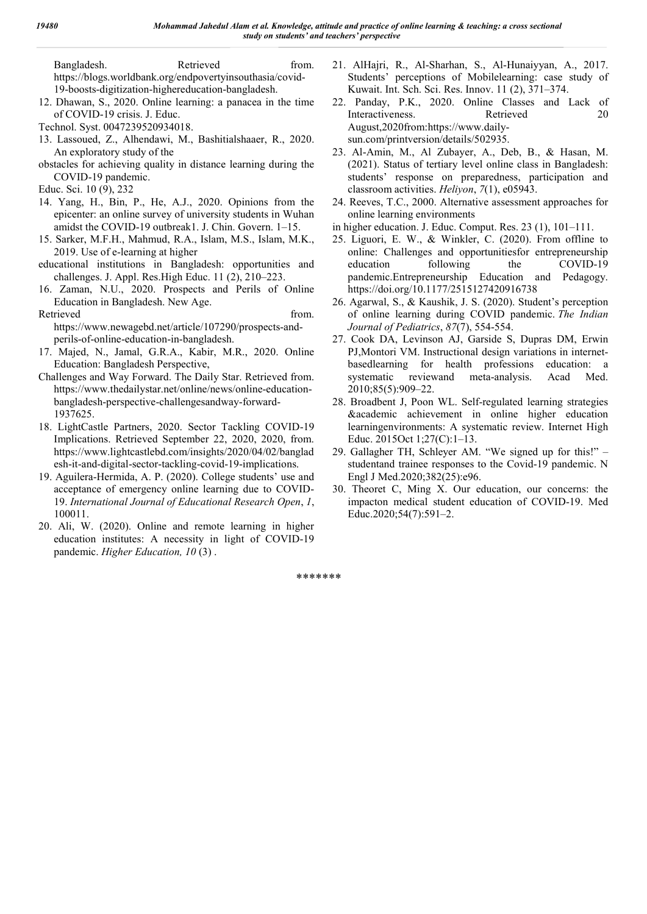Bangladesh. Retrieved from. https://blogs.worldbank.org/endpovertyinsouthasia/covid-19-boosts-digitization-highereducation-bangladesh.

12. Dhawan, S., 2020. Online learning: a panacea in the time of COVID-19 crisis. J. Educ.
Technol. Syst. 0047239520934018.

13. Lassoued, Z., Alhendawi, M., Bashitialshaaer, R., 2020. An exploratory study of the
obstacles for achieving quality in distance learning during the COVID-19 pandemic.
Educ. Sci. 10 (9), 232

14. Yang, H., Bin, P., He, A.J., 2020. Opinions from the epicenter: an online survey of university students in Wuhan amidst the COVID-19 outbreak1. J. Chin. Govern. 1–15.

15. Sarker, M.F.H., Mahmud, R.A., Islam, M.S., Islam, M.K., 2019. Use of e-learning at higher
educational institutions in Bangladesh: opportunities and challenges. J. Appl. Res.High Educ. 11 (2), 210–223.

16. Zaman, N.U., 2020. Prospects and Perils of Online Education in Bangladesh. New Age.
Retrieved from. https://www.newagebd.net/article/107290/prospects-and-perils-of-online-education-in-bangladesh.

17. Majed, N., Jamal, G.R.A., Kabir, M.R., 2020. Online Education: Bangladesh Perspective,
Challenges and Way Forward. The Daily Star. Retrieved from. https://www.thedailystar.net/online/news/online-education-bangladesh-perspective-challengesandway-forward-1937625.

18. LightCastle Partners, 2020. Sector Tackling COVID-19 Implications. Retrieved September 22, 2020, 2020, from. https://www.lightcastlebd.com/insights/2020/04/02/bangladesh-it-and-digital-sector-tackling-covid-19-implications.

19. Aguilera-Hermida, A. P. (2020). College students' use and acceptance of emergency online learning due to COVID-19. *International Journal of Educational Research Open*, *1*, 100011.

20. Ali, W. (2020). Online and remote learning in higher education institutes: A necessity in light of COVID-19 pandemic. *Higher Education, 10* (3) .

21. AlHajri, R., Al-Sharhan, S., Al-Hunaiyyan, A., 2017. Students' perceptions of Mobilelearning: case study of Kuwait. Int. Sch. Sci. Res. Innov. 11 (2), 371–374.

22. Panday, P.K., 2020. Online Classes and Lack of Interactiveness. Retrieved 20 August,2020from:https://www.daily-sun.com/printversion/details/502935.

23. Al-Amin, M., Al Zubayer, A., Deb, B., & Hasan, M. (2021). Status of tertiary level online class in Bangladesh: students' response on preparedness, participation and classroom activities. *Heliyon*, *7*(1), e05943.

24. Reeves, T.C., 2000. Alternative assessment approaches for online learning environments
in higher education. J. Educ. Comput. Res. 23 (1), 101–111.

25. Liguori, E. W., & Winkler, C. (2020). From offline to online: Challenges and opportunitiesfor entrepreneurship education following the COVID-19 pandemic.Entrepreneurship Education and Pedagogy. https://doi.org/10.1177/2515127420916738

26. Agarwal, S., & Kaushik, J. S. (2020). Student's perception of online learning during COVID pandemic. *The Indian Journal of Pediatrics*, *87*(7), 554-554.

27. Cook DA, Levinson AJ, Garside S, Dupras DM, Erwin PJ,Montori VM. Instructional design variations in internet-basedlearning for health professions education: a systematic reviewand meta-analysis. Acad Med. 2010;85(5):909–22.

28. Broadbent J, Poon WL. Self-regulated learning strategies &academic achievement in online higher education learningenvironments: A systematic review. Internet High Educ. 2015Oct 1;27(C):1–13.

29. Gallagher TH, Schleyer AM. "We signed up for this!" – studentand trainee responses to the Covid-19 pandemic. N Engl J Med.2020;382(25):e96.

30. Theoret C, Ming X. Our education, our concerns: the impacton medical student education of COVID-19. Med Educ.2020;54(7):591–2.

*******